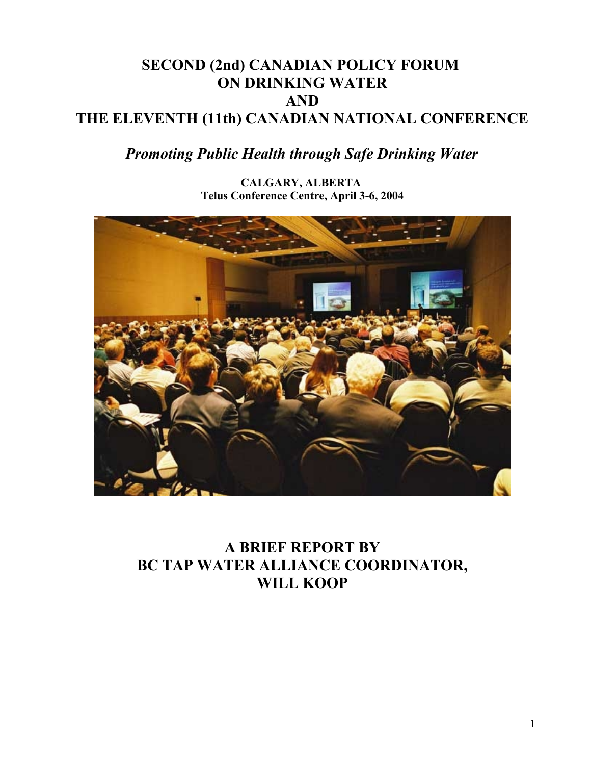# SECOND (2nd) CANADIAN POLICY FORUM ON DRINKING WATER AND THE ELEVENTH (11th) CANADIAN NATIONAL CONFERENCE

## *Promoting Public Health through Safe Drinking Water*

**CALGARY, ALBERTA**
**Telus Conference Centre, April 3-6, 2004**

## A BRIEF REPORT BY BC TAP WATER ALLIANCE COORDINATOR, WILL KOOP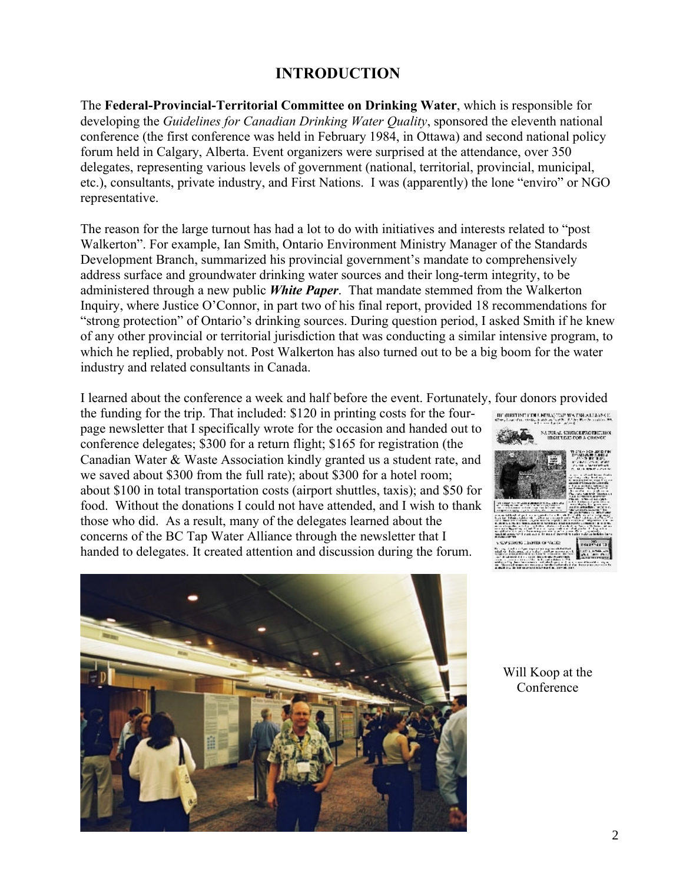# INTRODUCTION

The **Federal-Provincial-Territorial Committee on Drinking Water**, which is responsible for developing the *Guidelines for Canadian Drinking Water Quality*, sponsored the eleventh national conference (the first conference was held in February 1984, in Ottawa) and second national policy forum held in Calgary, Alberta. Event organizers were surprised at the attendance, over 350 delegates, representing various levels of government (national, territorial, provincial, municipal, etc.), consultants, private industry, and First Nations. I was (apparently) the lone "enviro" or NGO representative.

The reason for the large turnout has had a lot to do with initiatives and interests related to "post Walkerton". For example, Ian Smith, Ontario Environment Ministry Manager of the Standards Development Branch, summarized his provincial government's mandate to comprehensively address surface and groundwater drinking water sources and their long-term integrity, to be administered through a new public ***White Paper***. That mandate stemmed from the Walkerton Inquiry, where Justice O'Connor, in part two of his final report, provided 18 recommendations for "strong protection" of Ontario's drinking sources. During question period, I asked Smith if he knew of any other provincial or territorial jurisdiction that was conducting a similar intensive program, to which he replied, probably not. Post Walkerton has also turned out to be a big boom for the water industry and related consultants in Canada.

I learned about the conference a week and half before the event. Fortunately, four donors provided the funding for the trip. That included: $120 in printing costs for the four-page newsletter that I specifically wrote for the occasion and handed out to conference delegates; $300 for a return flight; $165 for registration (the Canadian Water & Waste Association kindly granted us a student rate, and we saved about $300 from the full rate); about $300 for a hotel room; about $100 in total transportation costs (airport shuttles, taxis); and $50 for food. Without the donations I could not have attended, and I wish to thank those who did. As a result, many of the delegates learned about the concerns of the BC Tap Water Alliance through the newsletter that I handed to delegates. It created attention and discussion during the forum.

Will Koop at the Conference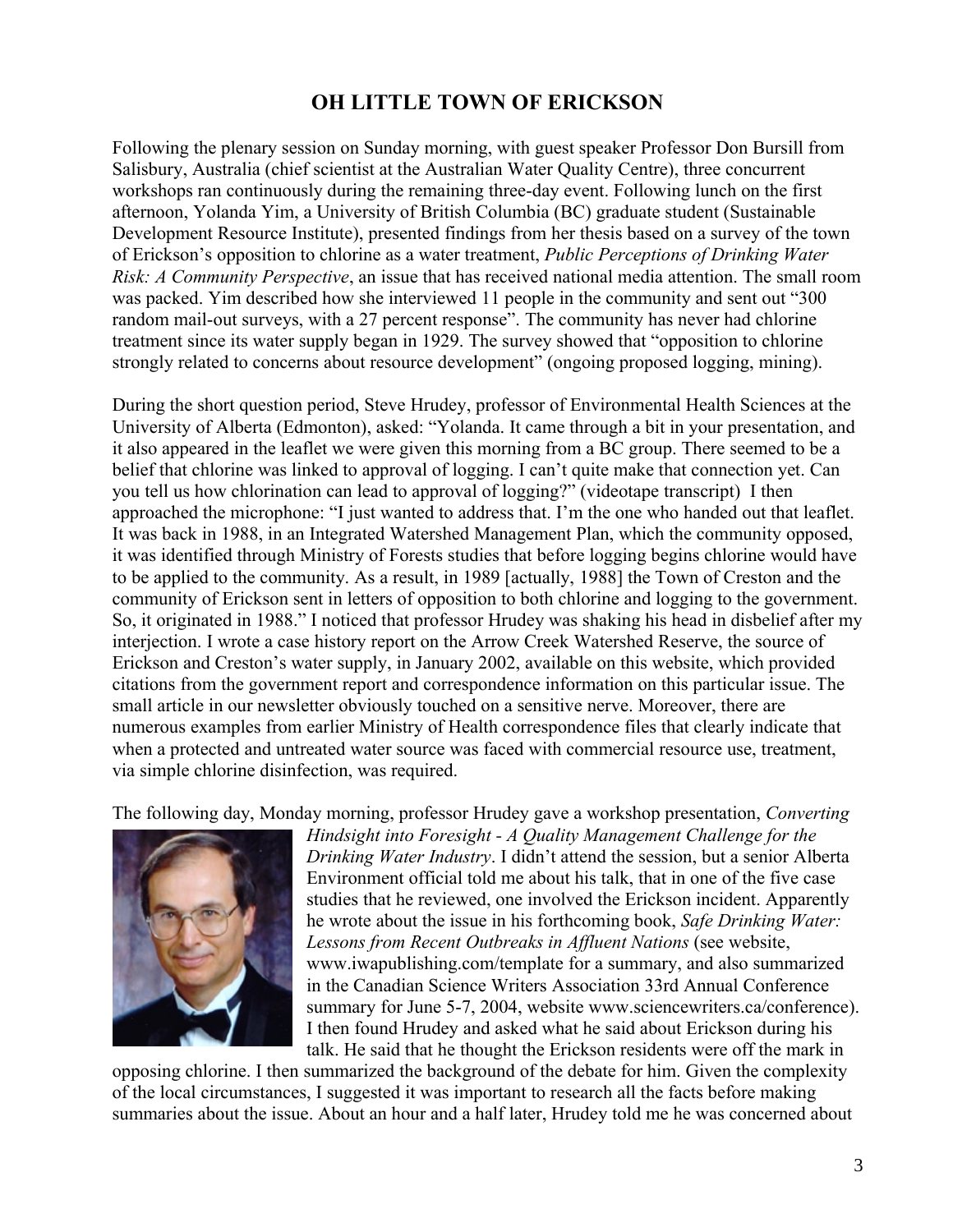# OH LITTLE TOWN OF ERICKSON

Following the plenary session on Sunday morning, with guest speaker Professor Don Bursill from Salisbury, Australia (chief scientist at the Australian Water Quality Centre), three concurrent workshops ran continuously during the remaining three-day event. Following lunch on the first afternoon, Yolanda Yim, a University of British Columbia (BC) graduate student (Sustainable Development Resource Institute), presented findings from her thesis based on a survey of the town of Erickson's opposition to chlorine as a water treatment, *Public Perceptions of Drinking Water Risk: A Community Perspective*, an issue that has received national media attention. The small room was packed. Yim described how she interviewed 11 people in the community and sent out "300 random mail-out surveys, with a 27 percent response". The community has never had chlorine treatment since its water supply began in 1929. The survey showed that "opposition to chlorine strongly related to concerns about resource development" (ongoing proposed logging, mining).

During the short question period, Steve Hrudey, professor of Environmental Health Sciences at the University of Alberta (Edmonton), asked: "Yolanda. It came through a bit in your presentation, and it also appeared in the leaflet we were given this morning from a BC group. There seemed to be a belief that chlorine was linked to approval of logging. I can't quite make that connection yet. Can you tell us how chlorination can lead to approval of logging?" (videotape transcript) I then approached the microphone: "I just wanted to address that. I'm the one who handed out that leaflet. It was back in 1988, in an Integrated Watershed Management Plan, which the community opposed, it was identified through Ministry of Forests studies that before logging begins chlorine would have to be applied to the community. As a result, in 1989 [actually, 1988] the Town of Creston and the community of Erickson sent in letters of opposition to both chlorine and logging to the government. So, it originated in 1988." I noticed that professor Hrudey was shaking his head in disbelief after my interjection. I wrote a case history report on the Arrow Creek Watershed Reserve, the source of Erickson and Creston's water supply, in January 2002, available on this website, which provided citations from the government report and correspondence information on this particular issue. The small article in our newsletter obviously touched on a sensitive nerve. Moreover, there are numerous examples from earlier Ministry of Health correspondence files that clearly indicate that when a protected and untreated water source was faced with commercial resource use, treatment, via simple chlorine disinfection, was required.

The following day, Monday morning, professor Hrudey gave a workshop presentation, *Converting Hindsight into Foresight - A Quality Management Challenge for the Drinking Water Industry*. I didn't attend the session, but a senior Alberta Environment official told me about his talk, that in one of the five case studies that he reviewed, one involved the Erickson incident. Apparently he wrote about the issue in his forthcoming book, *Safe Drinking Water: Lessons from Recent Outbreaks in Affluent Nations* (see website, www.iwapublishing.com/template for a summary, and also summarized in the Canadian Science Writers Association 33rd Annual Conference summary for June 5-7, 2004, website www.sciencewriters.ca/conference). I then found Hrudey and asked what he said about Erickson during his talk. He said that he thought the Erickson residents were off the mark in opposing chlorine. I then summarized the background of the debate for him. Given the complexity of the local circumstances, I suggested it was important to research all the facts before making summaries about the issue. About an hour and a half later, Hrudey told me he was concerned about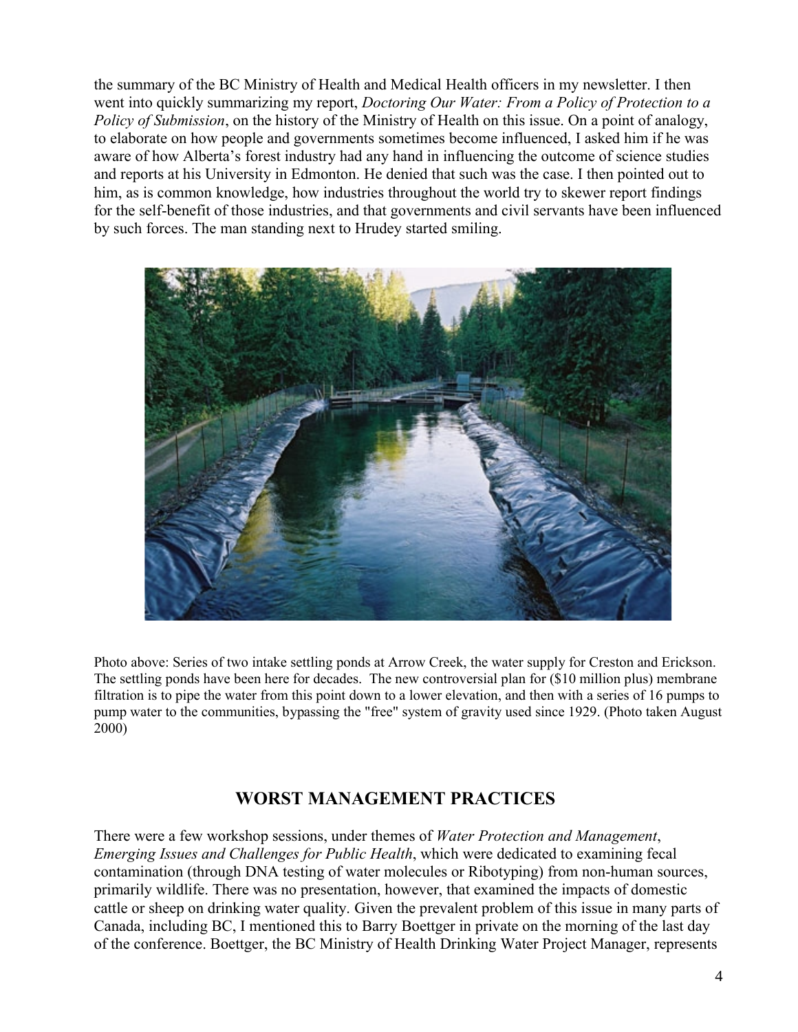the summary of the BC Ministry of Health and Medical Health officers in my newsletter. I then went into quickly summarizing my report, *Doctoring Our Water: From a Policy of Protection to a Policy of Submission*, on the history of the Ministry of Health on this issue. On a point of analogy, to elaborate on how people and governments sometimes become influenced, I asked him if he was aware of how Alberta's forest industry had any hand in influencing the outcome of science studies and reports at his University in Edmonton. He denied that such was the case. I then pointed out to him, as is common knowledge, how industries throughout the world try to skewer report findings for the self-benefit of those industries, and that governments and civil servants have been influenced by such forces. The man standing next to Hrudey started smiling.

Photo above: Series of two intake settling ponds at Arrow Creek, the water supply for Creston and Erickson. The settling ponds have been here for decades. The new controversial plan for ($10 million plus) membrane filtration is to pipe the water from this point down to a lower elevation, and then with a series of 16 pumps to pump water to the communities, bypassing the "free" system of gravity used since 1929. (Photo taken August 2000)

## WORST MANAGEMENT PRACTICES

There were a few workshop sessions, under themes of *Water Protection and Management*, *Emerging Issues and Challenges for Public Health*, which were dedicated to examining fecal contamination (through DNA testing of water molecules or Ribotyping) from non-human sources, primarily wildlife. There was no presentation, however, that examined the impacts of domestic cattle or sheep on drinking water quality. Given the prevalent problem of this issue in many parts of Canada, including BC, I mentioned this to Barry Boettger in private on the morning of the last day of the conference. Boettger, the BC Ministry of Health Drinking Water Project Manager, represents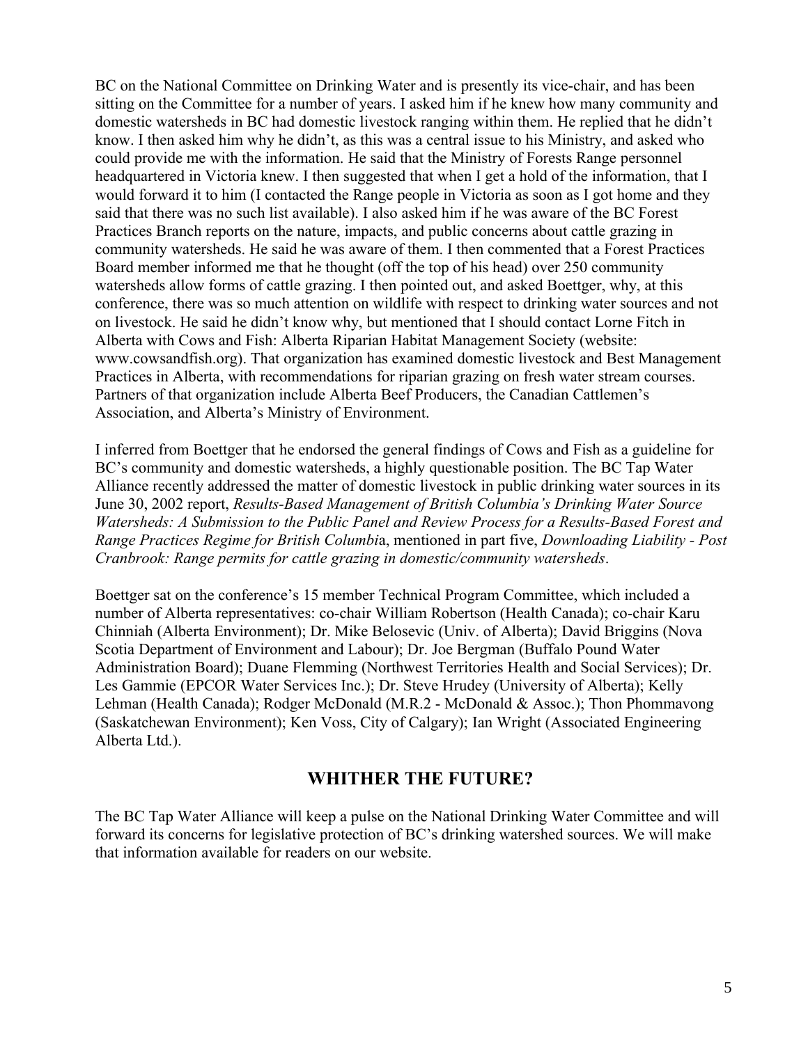BC on the National Committee on Drinking Water and is presently its vice-chair, and has been sitting on the Committee for a number of years. I asked him if he knew how many community and domestic watersheds in BC had domestic livestock ranging within them. He replied that he didn't know. I then asked him why he didn't, as this was a central issue to his Ministry, and asked who could provide me with the information. He said that the Ministry of Forests Range personnel headquartered in Victoria knew. I then suggested that when I get a hold of the information, that I would forward it to him (I contacted the Range people in Victoria as soon as I got home and they said that there was no such list available). I also asked him if he was aware of the BC Forest Practices Branch reports on the nature, impacts, and public concerns about cattle grazing in community watersheds. He said he was aware of them. I then commented that a Forest Practices Board member informed me that he thought (off the top of his head) over 250 community watersheds allow forms of cattle grazing. I then pointed out, and asked Boettger, why, at this conference, there was so much attention on wildlife with respect to drinking water sources and not on livestock. He said he didn't know why, but mentioned that I should contact Lorne Fitch in Alberta with Cows and Fish: Alberta Riparian Habitat Management Society (website: www.cowsandfish.org). That organization has examined domestic livestock and Best Management Practices in Alberta, with recommendations for riparian grazing on fresh water stream courses. Partners of that organization include Alberta Beef Producers, the Canadian Cattlemen's Association, and Alberta's Ministry of Environment.

I inferred from Boettger that he endorsed the general findings of Cows and Fish as a guideline for BC's community and domestic watersheds, a highly questionable position. The BC Tap Water Alliance recently addressed the matter of domestic livestock in public drinking water sources in its June 30, 2002 report, *Results-Based Management of British Columbia's Drinking Water Source Watersheds: A Submission to the Public Panel and Review Process for a Results-Based Forest and Range Practices Regime for British Columbi*a, mentioned in part five, *Downloading Liability - Post Cranbrook: Range permits for cattle grazing in domestic/community watersheds*.

Boettger sat on the conference's 15 member Technical Program Committee, which included a number of Alberta representatives: co-chair William Robertson (Health Canada); co-chair Karu Chinniah (Alberta Environment); Dr. Mike Belosevic (Univ. of Alberta); David Briggins (Nova Scotia Department of Environment and Labour); Dr. Joe Bergman (Buffalo Pound Water Administration Board); Duane Flemming (Northwest Territories Health and Social Services); Dr. Les Gammie (EPCOR Water Services Inc.); Dr. Steve Hrudey (University of Alberta); Kelly Lehman (Health Canada); Rodger McDonald (M.R.2 - McDonald & Assoc.); Thon Phommavong (Saskatchewan Environment); Ken Voss, City of Calgary); Ian Wright (Associated Engineering Alberta Ltd.).

## WHITHER THE FUTURE?

The BC Tap Water Alliance will keep a pulse on the National Drinking Water Committee and will forward its concerns for legislative protection of BC's drinking watershed sources. We will make that information available for readers on our website.